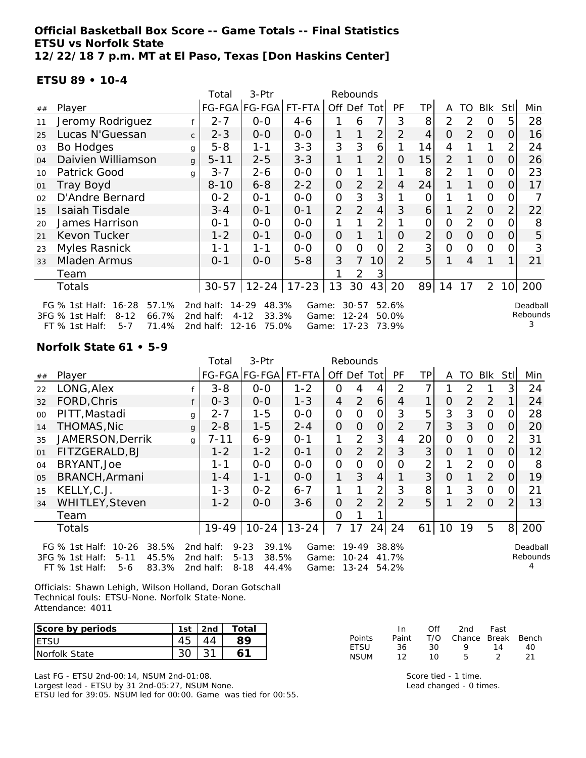**Official Basketball Box Score -- Game Totals -- Final Statistics**
**ETSU vs Norfolk State**
**12/22/18 7 p.m. MT at El Paso, Texas [Don Haskins Center]**

**ETSU 89 • 10-4**

| ## | Player | | Total FG-FGA | 3-Ptr FG-FGA | FT-FTA | Rebounds Off | Def | Tot | PF | TP | A | TO | Blk | Stl | Min |
|---|---|---|---|---|---|---|---|---|---|---|---|---|---|---|---|
| 11 | Jeromy Rodriguez | f | 2-7 | 0-0 | 4-6 | 1 | 6 | 7 | 3 | 8 | 2 | 2 | 0 | 5 | 28 |
| 25 | Lucas N'Guessan | c | 2-3 | 0-0 | 0-0 | 1 | 1 | 2 | 2 | 4 | 0 | 2 | 0 | 0 | 16 |
| 03 | Bo Hodges | g | 5-8 | 1-1 | 3-3 | 3 | 3 | 6 | 1 | 14 | 4 | 1 | 1 | 2 | 24 |
| 04 | Daivien Williamson | g | 5-11 | 2-5 | 3-3 | 1 | 1 | 2 | 0 | 15 | 2 | 1 | 0 | 0 | 26 |
| 10 | Patrick Good | g | 3-7 | 2-6 | 0-0 | 0 | 1 | 1 | 1 | 8 | 2 | 1 | 0 | 0 | 23 |
| 01 | Tray Boyd | | 8-10 | 6-8 | 2-2 | 0 | 2 | 2 | 4 | 24 | 1 | 1 | 0 | 0 | 17 |
| 02 | D'Andre Bernard | | 0-2 | 0-1 | 0-0 | 0 | 3 | 3 | 1 | 0 | 1 | 1 | 0 | 0 | 7 |
| 15 | Isaiah Tisdale | | 3-4 | 0-1 | 0-1 | 2 | 2 | 4 | 3 | 6 | 1 | 2 | 0 | 2 | 22 |
| 20 | James Harrison | | 0-1 | 0-0 | 0-0 | 1 | 1 | 2 | 1 | 0 | 0 | 2 | 0 | 0 | 8 |
| 21 | Kevon Tucker | | 1-2 | 0-1 | 0-0 | 0 | 1 | 1 | 0 | 2 | 0 | 0 | 0 | 0 | 5 |
| 23 | Myles Rasnick | | 1-1 | 1-1 | 0-0 | 0 | 0 | 0 | 2 | 3 | 0 | 0 | 0 | 0 | 3 |
| 33 | Mladen Armus | | 0-1 | 0-0 | 5-8 | 3 | 7 | 10 | 2 | 5 | 1 | 4 | 1 | 1 | 21 |
| | Team | | | | | 1 | 2 | 3 | | | | | | | |
| | Totals | | 30-57 | 12-24 | 17-23 | 13 | 30 | 43 | 20 | 89 | 14 | 17 | 2 | 10 | 200 |

FG % 1st Half: 16-28 57.1% 2nd half: 14-29 48.3% Game: 30-57 52.6%
3FG % 1st Half: 8-12 66.7% 2nd half: 4-12 33.3% Game: 12-24 50.0%
FT % 1st Half: 5-7 71.4% 2nd half: 12-16 75.0% Game: 17-23 73.9%

Deadball Rebounds 3

**Norfolk State 61 • 5-9**

| ## | Player | | Total FG-FGA | 3-Ptr FG-FGA | FT-FTA | Rebounds Off | Def | Tot | PF | TP | A | TO | Blk | Stl | Min |
|---|---|---|---|---|---|---|---|---|---|---|---|---|---|---|---|
| 22 | LONG,Alex | f | 3-8 | 0-0 | 1-2 | 0 | 4 | 4 | 2 | 7 | 1 | 2 | 1 | 3 | 24 |
| 32 | FORD,Chris | f | 0-3 | 0-0 | 1-3 | 4 | 2 | 6 | 4 | 1 | 0 | 2 | 2 | 1 | 24 |
| 00 | PITT,Mastadi | g | 2-7 | 1-5 | 0-0 | 0 | 0 | 0 | 3 | 5 | 3 | 3 | 0 | 0 | 28 |
| 14 | THOMAS,Nic | g | 2-8 | 1-5 | 2-4 | 0 | 0 | 0 | 2 | 7 | 3 | 3 | 0 | 0 | 20 |
| 35 | JAMERSON,Derrik | g | 7-11 | 6-9 | 0-1 | 1 | 2 | 3 | 4 | 20 | 0 | 0 | 0 | 2 | 31 |
| 01 | FITZGERALD,BJ | | 1-2 | 1-2 | 0-1 | 0 | 2 | 2 | 3 | 3 | 0 | 1 | 0 | 0 | 12 |
| 04 | BRYANT,Joe | | 1-1 | 0-0 | 0-0 | 0 | 0 | 0 | 0 | 2 | 1 | 2 | 0 | 0 | 8 |
| 05 | BRANCH,Armani | | 1-4 | 1-1 | 0-0 | 1 | 3 | 4 | 1 | 3 | 0 | 1 | 2 | 0 | 19 |
| 15 | KELLY,C.J. | | 1-3 | 0-2 | 6-7 | 1 | 1 | 2 | 3 | 8 | 1 | 3 | 0 | 0 | 21 |
| 34 | WHITLEY,Steven | | 1-2 | 0-0 | 3-6 | 0 | 2 | 2 | 2 | 5 | 1 | 2 | 0 | 2 | 13 |
| | Team | | | | | 0 | 1 | 1 | | | | | | | |
| | Totals | | 19-49 | 10-24 | 13-24 | 7 | 17 | 24 | 24 | 61 | 10 | 19 | 5 | 8 | 200 |

FG % 1st Half: 10-26 38.5% 2nd half: 9-23 39.1% Game: 19-49 38.8%
3FG % 1st Half: 5-11 45.5% 2nd half: 5-13 38.5% Game: 10-24 41.7%
FT % 1st Half: 5-6 83.3% 2nd half: 8-18 44.4% Game: 13-24 54.2%

Deadball Rebounds 4

Officials: Shawn Lehigh, Wilson Holland, Doran Gotschall
Technical fouls: ETSU-None. Norfolk State-None.
Attendance: 4011

| Score by periods | 1st | 2nd | Total |
|---|---|---|---|
| ETSU | 45 | 44 | 89 |
| Norfolk State | 30 | 31 | 61 |

| Points | In Paint | Off T/O | 2nd Chance | Fast Break | Bench |
|---|---|---|---|---|---|
| ETSU | 36 | 30 | 9 | 14 | 40 |
| NSUM | 12 | 10 | 5 | 2 | 21 |

Last FG - ETSU 2nd-00:14, NSUM 2nd-01:08.
Largest lead - ETSU by 31 2nd-05:27, NSUM None.
ETSU led for 39:05. NSUM led for 00:00. Game was tied for 00:55.

Score tied - 1 time.
Lead changed - 0 times.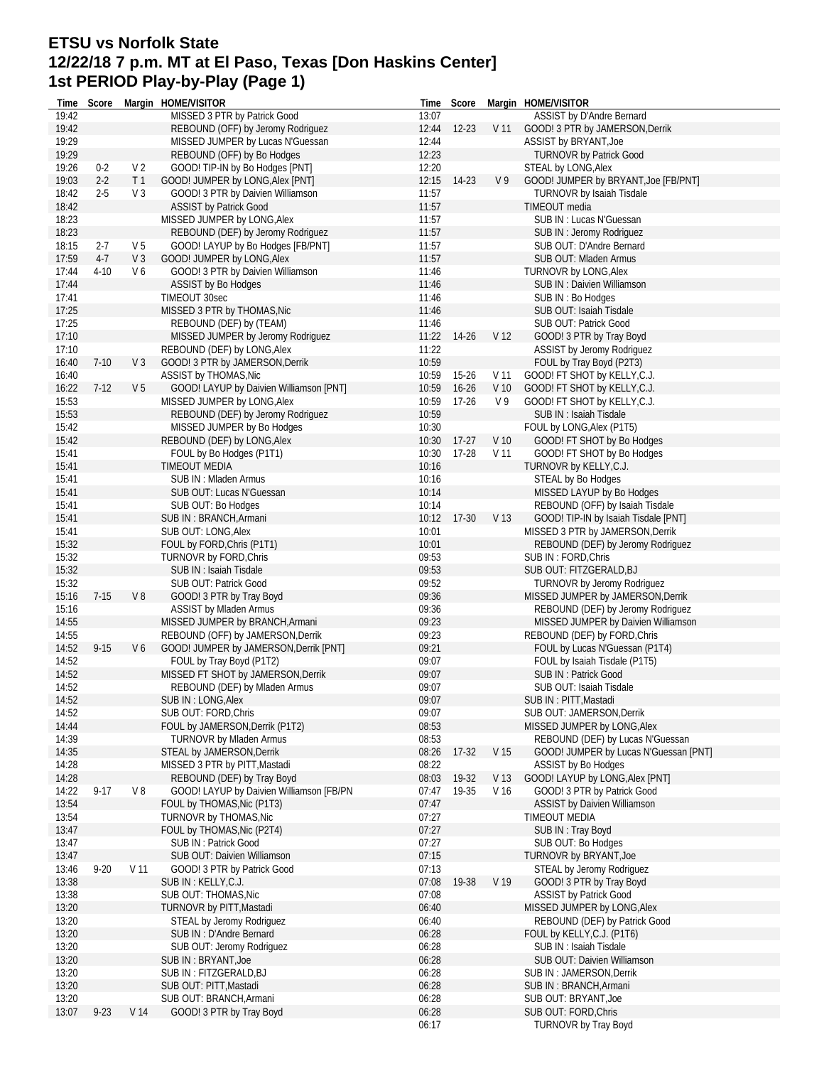# ETSU vs Norfolk State
## 12/22/18 7 p.m. MT at El Paso, Texas [Don Haskins Center]
## 1st PERIOD Play-by-Play (Page 1)

| Time | Score | Margin | HOME/VISITOR |
|---|---|---|---|
| 19:42 | | | MISSED 3 PTR by Patrick Good |
| 19:42 | | | REBOUND (OFF) by Jeromy Rodriguez |
| 19:29 | | | MISSED JUMPER by Lucas N'Guessan |
| 19:29 | | | REBOUND (OFF) by Bo Hodges |
| 19:26 | 0-2 | V 2 | GOOD! TIP-IN by Bo Hodges [PNT] |
| 19:03 | 2-2 | T 1 | GOOD! JUMPER by LONG,Alex [PNT] |
| 18:42 | 2-5 | V 3 | GOOD! 3 PTR by Daivien Williamson |
| 18:42 | | | ASSIST by Patrick Good |
| 18:23 | | | MISSED JUMPER by LONG,Alex |
| 18:23 | | | REBOUND (DEF) by Jeromy Rodriguez |
| 18:15 | 2-7 | V 5 | GOOD! LAYUP by Bo Hodges [FB/PNT] |
| 17:59 | 4-7 | V 3 | GOOD! JUMPER by LONG,Alex |
| 17:44 | 4-10 | V 6 | GOOD! 3 PTR by Daivien Williamson |
| 17:44 | | | ASSIST by Bo Hodges |
| 17:41 | | | TIMEOUT 30sec |
| 17:25 | | | MISSED 3 PTR by THOMAS,Nic |
| 17:25 | | | REBOUND (DEF) by (TEAM) |
| 17:10 | | | MISSED JUMPER by Jeromy Rodriguez |
| 17:10 | | | REBOUND (DEF) by LONG,Alex |
| 16:40 | 7-10 | V 3 | GOOD! 3 PTR by JAMERSON,Derrik |
| 16:40 | | | ASSIST by THOMAS,Nic |
| 16:22 | 7-12 | V 5 | GOOD! LAYUP by Daivien Williamson [PNT] |
| 15:53 | | | MISSED JUMPER by LONG,Alex |
| 15:53 | | | REBOUND (DEF) by Jeromy Rodriguez |
| 15:42 | | | MISSED JUMPER by Bo Hodges |
| 15:42 | | | REBOUND (DEF) by LONG,Alex |
| 15:41 | | | FOUL by Bo Hodges (P1T1) |
| 15:41 | | | TIMEOUT MEDIA |
| 15:41 | | | SUB IN : Mladen Armus |
| 15:41 | | | SUB OUT: Lucas N'Guessan |
| 15:41 | | | SUB OUT: Bo Hodges |
| 15:41 | | | SUB IN : BRANCH,Armani |
| 15:41 | | | SUB OUT: LONG,Alex |
| 15:32 | | | FOUL by FORD,Chris (P1T1) |
| 15:32 | | | TURNOVR by FORD,Chris |
| 15:32 | | | SUB IN : Isaiah Tisdale |
| 15:32 | | | SUB OUT: Patrick Good |
| 15:16 | 7-15 | V 8 | GOOD! 3 PTR by Tray Boyd |
| 15:16 | | | ASSIST by Mladen Armus |
| 14:55 | | | MISSED JUMPER by BRANCH,Armani |
| 14:55 | | | REBOUND (OFF) by JAMERSON,Derrik |
| 14:52 | 9-15 | V 6 | GOOD! JUMPER by JAMERSON,Derrik [PNT] |
| 14:52 | | | FOUL by Tray Boyd (P1T2) |
| 14:52 | | | MISSED FT SHOT by JAMERSON,Derrik |
| 14:52 | | | REBOUND (DEF) by Mladen Armus |
| 14:52 | | | SUB IN : LONG,Alex |
| 14:52 | | | SUB OUT: FORD,Chris |
| 14:44 | | | FOUL by JAMERSON,Derrik (P1T2) |
| 14:39 | | | TURNOVR by Mladen Armus |
| 14:35 | | | STEAL by JAMERSON,Derrik |
| 14:28 | | | MISSED 3 PTR by PITT,Mastadi |
| 14:28 | | | REBOUND (DEF) by Tray Boyd |
| 14:22 | 9-17 | V 8 | GOOD! LAYUP by Daivien Williamson [FB/PN |
| 13:54 | | | FOUL by THOMAS,Nic (P1T3) |
| 13:54 | | | TURNOVR by THOMAS,Nic |
| 13:47 | | | FOUL by THOMAS,Nic (P2T4) |
| 13:47 | | | SUB IN : Patrick Good |
| 13:47 | | | SUB OUT: Daivien Williamson |
| 13:46 | 9-20 | V 11 | GOOD! 3 PTR by Patrick Good |
| 13:38 | | | SUB IN : KELLY,C.J. |
| 13:38 | | | SUB OUT: THOMAS,Nic |
| 13:20 | | | TURNOVR by PITT,Mastadi |
| 13:20 | | | STEAL by Jeromy Rodriguez |
| 13:20 | | | SUB IN : D'Andre Bernard |
| 13:20 | | | SUB OUT: Jeromy Rodriguez |
| 13:20 | | | SUB IN : BRYANT,Joe |
| 13:20 | | | SUB IN : FITZGERALD,BJ |
| 13:20 | | | SUB OUT: PITT,Mastadi |
| 13:20 | | | SUB OUT: BRANCH,Armani |
| 13:07 | 9-23 | V 14 | GOOD! 3 PTR by Tray Boyd |
| 13:07 | | | ASSIST by D'Andre Bernard |
| 12:44 | 12-23 | V 11 | GOOD! 3 PTR by JAMERSON,Derrik |
| 12:44 | | | ASSIST by BRYANT,Joe |
| 12:23 | | | TURNOVR by Patrick Good |
| 12:20 | | | STEAL by LONG,Alex |
| 12:15 | 14-23 | V 9 | GOOD! JUMPER by BRYANT,Joe [FB/PNT] |
| 11:57 | | | TURNOVR by Isaiah Tisdale |
| 11:57 | | | TIMEOUT media |
| 11:57 | | | SUB IN : Lucas N'Guessan |
| 11:57 | | | SUB IN : Jeromy Rodriguez |
| 11:57 | | | SUB OUT: D'Andre Bernard |
| 11:57 | | | SUB OUT: Mladen Armus |
| 11:46 | | | TURNOVR by LONG,Alex |
| 11:46 | | | SUB IN : Daivien Williamson |
| 11:46 | | | SUB IN : Bo Hodges |
| 11:46 | | | SUB OUT: Isaiah Tisdale |
| 11:46 | | | SUB OUT: Patrick Good |
| 11:22 | 14-26 | V 12 | GOOD! 3 PTR by Tray Boyd |
| 11:22 | | | ASSIST by Jeromy Rodriguez |
| 10:59 | | | FOUL by Tray Boyd (P2T3) |
| 10:59 | 15-26 | V 11 | GOOD! FT SHOT by KELLY,C.J. |
| 10:59 | 16-26 | V 10 | GOOD! FT SHOT by KELLY,C.J. |
| 10:59 | 17-26 | V 9 | GOOD! FT SHOT by KELLY,C.J. |
| 10:59 | | | SUB IN : Isaiah Tisdale |
| 10:30 | | | FOUL by LONG,Alex (P1T5) |
| 10:30 | 17-27 | V 10 | GOOD! FT SHOT by Bo Hodges |
| 10:30 | 17-28 | V 11 | GOOD! FT SHOT by Bo Hodges |
| 10:16 | | | TURNOVR by KELLY,C.J. |
| 10:16 | | | STEAL by Bo Hodges |
| 10:14 | | | MISSED LAYUP by Bo Hodges |
| 10:14 | | | REBOUND (OFF) by Isaiah Tisdale |
| 10:12 | 17-30 | V 13 | GOOD! TIP-IN by Isaiah Tisdale [PNT] |
| 10:01 | | | MISSED 3 PTR by JAMERSON,Derrik |
| 10:01 | | | REBOUND (DEF) by Jeromy Rodriguez |
| 09:53 | | | SUB IN : FORD,Chris |
| 09:53 | | | SUB OUT: FITZGERALD,BJ |
| 09:52 | | | TURNOVR by Jeromy Rodriguez |
| 09:36 | | | MISSED JUMPER by JAMERSON,Derrik |
| 09:36 | | | REBOUND (DEF) by Jeromy Rodriguez |
| 09:23 | | | MISSED JUMPER by Daivien Williamson |
| 09:23 | | | REBOUND (DEF) by FORD,Chris |
| 09:21 | | | FOUL by Lucas N'Guessan (P1T4) |
| 09:07 | | | FOUL by Isaiah Tisdale (P1T5) |
| 09:07 | | | SUB IN : Patrick Good |
| 09:07 | | | SUB OUT: Isaiah Tisdale |
| 09:07 | | | SUB IN : PITT,Mastadi |
| 09:07 | | | SUB OUT: JAMERSON,Derrik |
| 08:53 | | | MISSED JUMPER by LONG,Alex |
| 08:53 | | | REBOUND (DEF) by Lucas N'Guessan |
| 08:26 | 17-32 | V 15 | GOOD! JUMPER by Lucas N'Guessan [PNT] |
| 08:22 | | | ASSIST by Bo Hodges |
| 08:03 | 19-32 | V 13 | GOOD! LAYUP by LONG,Alex [PNT] |
| 07:47 | 19-35 | V 16 | GOOD! 3 PTR by Patrick Good |
| 07:47 | | | ASSIST by Daivien Williamson |
| 07:27 | | | TIMEOUT MEDIA |
| 07:27 | | | SUB IN : Tray Boyd |
| 07:27 | | | SUB OUT: Bo Hodges |
| 07:15 | | | TURNOVR by BRYANT,Joe |
| 07:13 | | | STEAL by Jeromy Rodriguez |
| 07:08 | 19-38 | V 19 | GOOD! 3 PTR by Tray Boyd |
| 07:08 | | | ASSIST by Patrick Good |
| 06:40 | | | MISSED JUMPER by LONG,Alex |
| 06:40 | | | REBOUND (DEF) by Patrick Good |
| 06:28 | | | FOUL by KELLY,C.J. (P1T6) |
| 06:28 | | | SUB IN : Isaiah Tisdale |
| 06:28 | | | SUB OUT: Daivien Williamson |
| 06:28 | | | SUB IN : JAMERSON,Derrik |
| 06:28 | | | SUB IN : BRANCH,Armani |
| 06:28 | | | SUB OUT: BRYANT,Joe |
| 06:28 | | | SUB OUT: FORD,Chris |
| 06:17 | | | TURNOVR by Tray Boyd |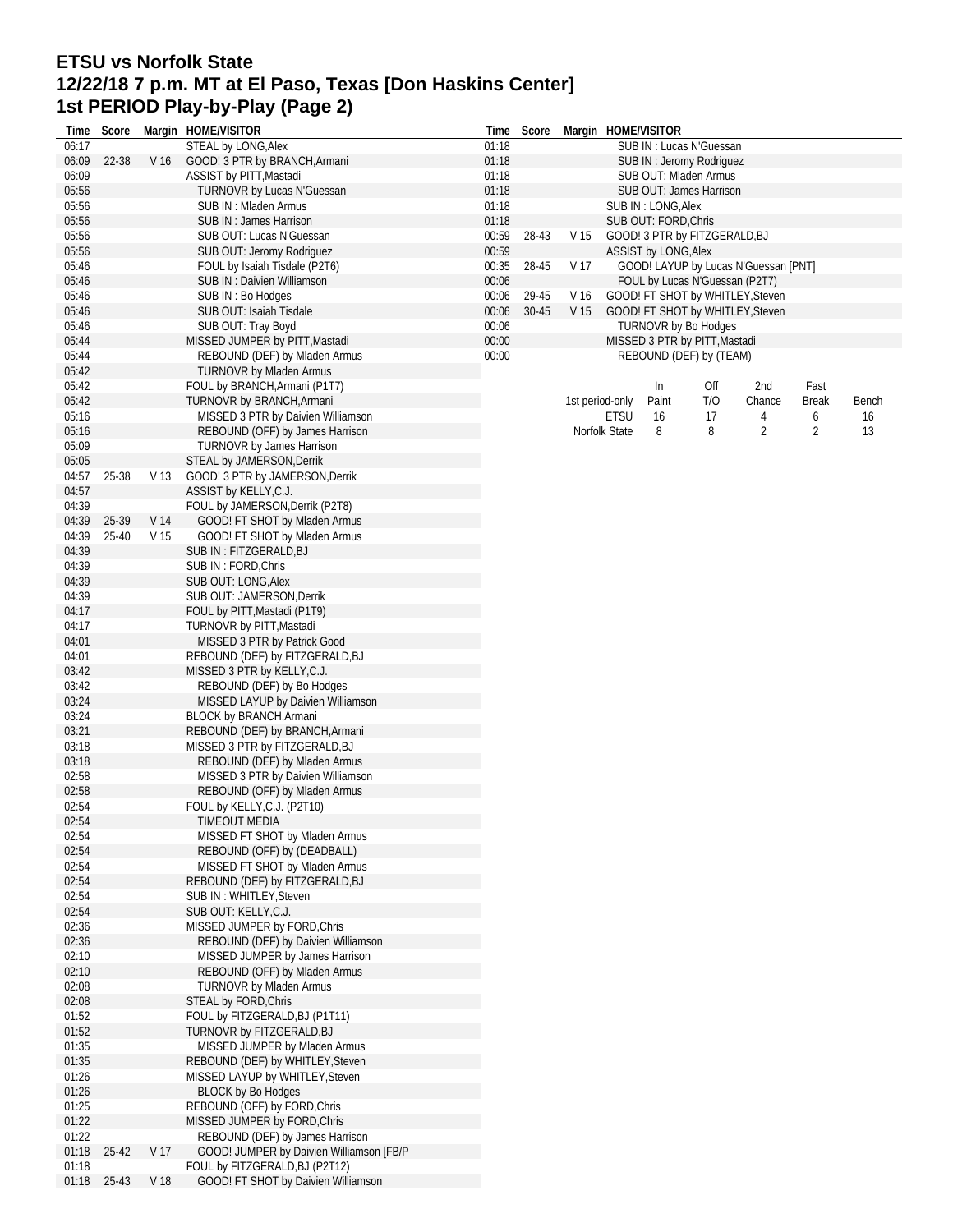# ETSU vs Norfolk State
# 12/22/18 7 p.m. MT at El Paso, Texas [Don Haskins Center]
# 1st PERIOD Play-by-Play (Page 2)

| Time | Score | Margin | HOME/VISITOR |
|---|---|---|---|
| 06:17 | | | STEAL by LONG,Alex |
| 06:09 | 22-38 | V 16 | GOOD! 3 PTR by BRANCH,Armani |
| 06:09 | | | ASSIST by PITT,Mastadi |
| 05:56 | | | TURNOVR by Lucas N'Guessan |
| 05:56 | | | SUB IN : Mladen Armus |
| 05:56 | | | SUB IN : James Harrison |
| 05:56 | | | SUB OUT: Lucas N'Guessan |
| 05:56 | | | SUB OUT: Jeromy Rodriguez |
| 05:46 | | | FOUL by Isaiah Tisdale (P2T6) |
| 05:46 | | | SUB IN : Daivien Williamson |
| 05:46 | | | SUB IN : Bo Hodges |
| 05:46 | | | SUB OUT: Isaiah Tisdale |
| 05:46 | | | SUB OUT: Tray Boyd |
| 05:44 | | | MISSED JUMPER by PITT,Mastadi |
| 05:44 | | | REBOUND (DEF) by Mladen Armus |
| 05:42 | | | TURNOVR by Mladen Armus |
| 05:42 | | | FOUL by BRANCH,Armani (P1T7) |
| 05:42 | | | TURNOVR by BRANCH,Armani |
| 05:16 | | | MISSED 3 PTR by Daivien Williamson |
| 05:16 | | | REBOUND (OFF) by James Harrison |
| 05:09 | | | TURNOVR by James Harrison |
| 05:05 | | | STEAL by JAMERSON,Derrik |
| 04:57 | 25-38 | V 13 | GOOD! 3 PTR by JAMERSON,Derrik |
| 04:57 | | | ASSIST by KELLY,C.J. |
| 04:39 | | | FOUL by JAMERSON,Derrik (P2T8) |
| 04:39 | 25-39 | V 14 | GOOD! FT SHOT by Mladen Armus |
| 04:39 | 25-40 | V 15 | GOOD! FT SHOT by Mladen Armus |
| 04:39 | | | SUB IN : FITZGERALD,BJ |
| 04:39 | | | SUB IN : FORD,Chris |
| 04:39 | | | SUB OUT: LONG,Alex |
| 04:39 | | | SUB OUT: JAMERSON,Derrik |
| 04:17 | | | FOUL by PITT,Mastadi (P1T9) |
| 04:17 | | | TURNOVR by PITT,Mastadi |
| 04:01 | | | MISSED 3 PTR by Patrick Good |
| 04:01 | | | REBOUND (DEF) by FITZGERALD,BJ |
| 03:42 | | | MISSED 3 PTR by KELLY,C.J. |
| 03:42 | | | REBOUND (DEF) by Bo Hodges |
| 03:24 | | | MISSED LAYUP by Daivien Williamson |
| 03:24 | | | BLOCK by BRANCH,Armani |
| 03:21 | | | REBOUND (DEF) by BRANCH,Armani |
| 03:18 | | | MISSED 3 PTR by FITZGERALD,BJ |
| 03:18 | | | REBOUND (DEF) by Mladen Armus |
| 02:58 | | | MISSED 3 PTR by Daivien Williamson |
| 02:58 | | | REBOUND (OFF) by Mladen Armus |
| 02:54 | | | FOUL by KELLY,C.J. (P2T10) |
| 02:54 | | | TIMEOUT MEDIA |
| 02:54 | | | MISSED FT SHOT by Mladen Armus |
| 02:54 | | | REBOUND (OFF) by (DEADBALL) |
| 02:54 | | | MISSED FT SHOT by Mladen Armus |
| 02:54 | | | REBOUND (DEF) by FITZGERALD,BJ |
| 02:54 | | | SUB IN : WHITLEY,Steven |
| 02:54 | | | SUB OUT: KELLY,C.J. |
| 02:36 | | | MISSED JUMPER by FORD,Chris |
| 02:36 | | | REBOUND (DEF) by Daivien Williamson |
| 02:10 | | | MISSED JUMPER by James Harrison |
| 02:10 | | | REBOUND (OFF) by Mladen Armus |
| 02:08 | | | TURNOVR by Mladen Armus |
| 02:08 | | | STEAL by FORD,Chris |
| 01:52 | | | FOUL by FITZGERALD,BJ (P1T11) |
| 01:52 | | | TURNOVR by FITZGERALD,BJ |
| 01:35 | | | MISSED JUMPER by Mladen Armus |
| 01:35 | | | REBOUND (DEF) by WHITLEY,Steven |
| 01:26 | | | MISSED LAYUP by WHITLEY,Steven |
| 01:26 | | | BLOCK by Bo Hodges |
| 01:25 | | | REBOUND (OFF) by FORD,Chris |
| 01:22 | | | MISSED JUMPER by FORD,Chris |
| 01:22 | | | REBOUND (DEF) by James Harrison |
| 01:18 | 25-42 | V 17 | GOOD! JUMPER by Daivien Williamson [FB/P |
| 01:18 | | | FOUL by FITZGERALD,BJ (P2T12) |
| 01:18 | 25-43 | V 18 | GOOD! FT SHOT by Daivien Williamson |
| 01:18 | | | SUB IN : Lucas N'Guessan |
| 01:18 | | | SUB IN : Jeromy Rodriguez |
| 01:18 | | | SUB OUT: Mladen Armus |
| 01:18 | | | SUB OUT: James Harrison |
| 01:18 | | | SUB IN : LONG,Alex |
| 01:18 | | | SUB OUT: FORD,Chris |
| 00:59 | 28-43 | V 15 | GOOD! 3 PTR by FITZGERALD,BJ |
| 00:59 | | | ASSIST by LONG,Alex |
| 00:35 | 28-45 | V 17 | GOOD! LAYUP by Lucas N'Guessan [PNT] |
| 00:06 | | | FOUL by Lucas N'Guessan (P2T7) |
| 00:06 | 29-45 | V 16 | GOOD! FT SHOT by WHITLEY,Steven |
| 00:06 | 30-45 | V 15 | GOOD! FT SHOT by WHITLEY,Steven |
| 00:06 | | | TURNOVR by Bo Hodges |
| 00:00 | | | MISSED 3 PTR by PITT,Mastadi |
| 00:00 | | | REBOUND (DEF) by (TEAM) |

| 1st period-only | In Paint | Off T/O | 2nd Chance | Fast Break | Bench |
|---|---|---|---|---|---|
| ETSU | 16 | 17 | 4 | 6 | 16 |
| Norfolk State | 8 | 8 | 2 | 2 | 13 |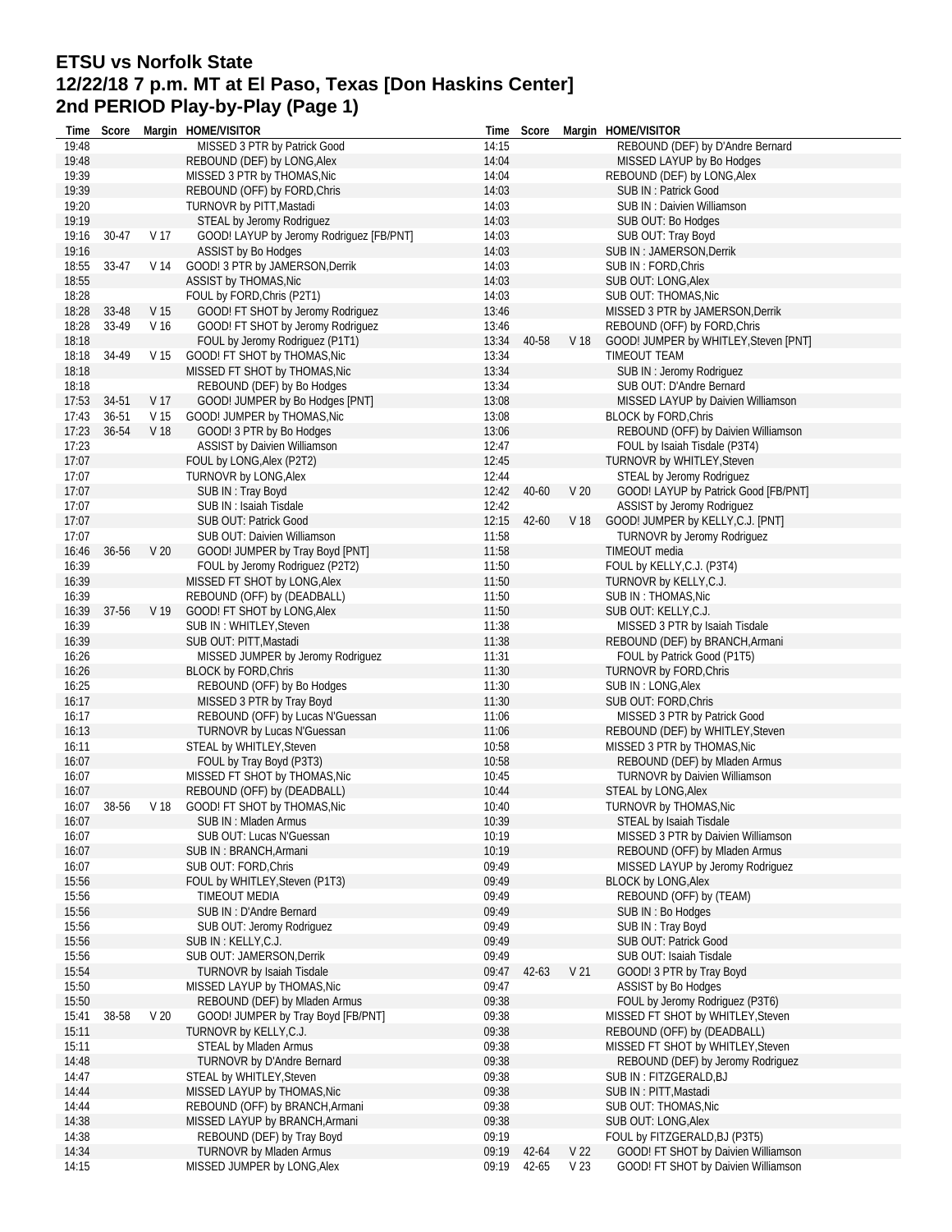# ETSU vs Norfolk State
## 12/22/18 7 p.m. MT at El Paso, Texas [Don Haskins Center]
## 2nd PERIOD Play-by-Play (Page 1)

| Time | Score | Margin | HOME/VISITOR |
|---|---|---|---|
| 19:48 | | | MISSED 3 PTR by Patrick Good |
| 19:48 | | | REBOUND (DEF) by LONG,Alex |
| 19:39 | | | MISSED 3 PTR by THOMAS,Nic |
| 19:39 | | | REBOUND (OFF) by FORD,Chris |
| 19:20 | | | TURNOVR by PITT,Mastadi |
| 19:19 | | | STEAL by Jeromy Rodriguez |
| 19:16 | 30-47 | V 17 | GOOD! LAYUP by Jeromy Rodriguez [FB/PNT] |
| 19:16 | | | ASSIST by Bo Hodges |
| 18:55 | 33-47 | V 14 | GOOD! 3 PTR by JAMERSON,Derrik |
| 18:55 | | | ASSIST by THOMAS,Nic |
| 18:28 | | | FOUL by FORD,Chris (P2T1) |
| 18:28 | 33-48 | V 15 | GOOD! FT SHOT by Jeromy Rodriguez |
| 18:28 | 33-49 | V 16 | GOOD! FT SHOT by Jeromy Rodriguez |
| 18:18 | | | FOUL by Jeromy Rodriguez (P1T1) |
| 18:18 | 34-49 | V 15 | GOOD! FT SHOT by THOMAS,Nic |
| 18:18 | | | MISSED FT SHOT by THOMAS,Nic |
| 18:18 | | | REBOUND (DEF) by Bo Hodges |
| 17:53 | 34-51 | V 17 | GOOD! JUMPER by Bo Hodges [PNT] |
| 17:43 | 36-51 | V 15 | GOOD! JUMPER by THOMAS,Nic |
| 17:23 | 36-54 | V 18 | GOOD! 3 PTR by Bo Hodges |
| 17:23 | | | ASSIST by Daivien Williamson |
| 17:07 | | | FOUL by LONG,Alex (P2T2) |
| 17:07 | | | TURNOVR by LONG,Alex |
| 17:07 | | | SUB IN : Tray Boyd |
| 17:07 | | | SUB IN : Isaiah Tisdale |
| 17:07 | | | SUB OUT: Patrick Good |
| 17:07 | | | SUB OUT: Daivien Williamson |
| 16:46 | 36-56 | V 20 | GOOD! JUMPER by Tray Boyd [PNT] |
| 16:39 | | | FOUL by Jeromy Rodriguez (P2T2) |
| 16:39 | | | MISSED FT SHOT by LONG,Alex |
| 16:39 | | | REBOUND (OFF) by (DEADBALL) |
| 16:39 | 37-56 | V 19 | GOOD! FT SHOT by LONG,Alex |
| 16:39 | | | SUB IN : WHITLEY,Steven |
| 16:39 | | | SUB OUT: PITT,Mastadi |
| 16:26 | | | MISSED JUMPER by Jeromy Rodriguez |
| 16:26 | | | BLOCK by FORD,Chris |
| 16:25 | | | REBOUND (OFF) by Bo Hodges |
| 16:17 | | | MISSED 3 PTR by Tray Boyd |
| 16:17 | | | REBOUND (OFF) by Lucas N'Guessan |
| 16:13 | | | TURNOVR by Lucas N'Guessan |
| 16:11 | | | STEAL by WHITLEY,Steven |
| 16:07 | | | FOUL by Tray Boyd (P3T3) |
| 16:07 | | | MISSED FT SHOT by THOMAS,Nic |
| 16:07 | | | REBOUND (OFF) by (DEADBALL) |
| 16:07 | 38-56 | V 18 | GOOD! FT SHOT by THOMAS,Nic |
| 16:07 | | | SUB IN : Mladen Armus |
| 16:07 | | | SUB OUT: Lucas N'Guessan |
| 16:07 | | | SUB IN : BRANCH,Armani |
| 16:07 | | | SUB OUT: FORD,Chris |
| 15:56 | | | FOUL by WHITLEY,Steven (P1T3) |
| 15:56 | | | TIMEOUT MEDIA |
| 15:56 | | | SUB IN : D'Andre Bernard |
| 15:56 | | | SUB OUT: Jeromy Rodriguez |
| 15:56 | | | SUB IN : KELLY,C.J. |
| 15:56 | | | SUB OUT: JAMERSON,Derrik |
| 15:54 | | | TURNOVR by Isaiah Tisdale |
| 15:50 | | | MISSED LAYUP by THOMAS,Nic |
| 15:50 | | | REBOUND (DEF) by Mladen Armus |
| 15:41 | 38-58 | V 20 | GOOD! JUMPER by Tray Boyd [FB/PNT] |
| 15:11 | | | TURNOVR by KELLY,C.J. |
| 15:11 | | | STEAL by Mladen Armus |
| 14:48 | | | TURNOVR by D'Andre Bernard |
| 14:47 | | | STEAL by WHITLEY,Steven |
| 14:44 | | | MISSED LAYUP by THOMAS,Nic |
| 14:44 | | | REBOUND (OFF) by BRANCH,Armani |
| 14:38 | | | MISSED LAYUP by BRANCH,Armani |
| 14:38 | | | REBOUND (DEF) by Tray Boyd |
| 14:34 | | | TURNOVR by Mladen Armus |
| 14:15 | | | MISSED JUMPER by LONG,Alex |
| 14:15 | | | REBOUND (DEF) by D'Andre Bernard |
| 14:04 | | | MISSED LAYUP by Bo Hodges |
| 14:04 | | | REBOUND (DEF) by LONG,Alex |
| 14:03 | | | SUB IN : Patrick Good |
| 14:03 | | | SUB IN : Daivien Williamson |
| 14:03 | | | SUB OUT: Bo Hodges |
| 14:03 | | | SUB OUT: Tray Boyd |
| 14:03 | | | SUB IN : JAMERSON,Derrik |
| 14:03 | | | SUB IN : FORD,Chris |
| 14:03 | | | SUB OUT: LONG,Alex |
| 14:03 | | | SUB OUT: THOMAS,Nic |
| 13:46 | | | MISSED 3 PTR by JAMERSON,Derrik |
| 13:46 | | | REBOUND (OFF) by FORD,Chris |
| 13:34 | 40-58 | V 18 | GOOD! JUMPER by WHITLEY,Steven [PNT] |
| 13:34 | | | TIMEOUT TEAM |
| 13:34 | | | SUB IN : Jeromy Rodriguez |
| 13:34 | | | SUB OUT: D'Andre Bernard |
| 13:08 | | | MISSED LAYUP by Daivien Williamson |
| 13:08 | | | BLOCK by FORD,Chris |
| 13:06 | | | REBOUND (OFF) by Daivien Williamson |
| 12:47 | | | FOUL by Isaiah Tisdale (P3T4) |
| 12:45 | | | TURNOVR by WHITLEY,Steven |
| 12:44 | | | STEAL by Jeromy Rodriguez |
| 12:42 | 40-60 | V 20 | GOOD! LAYUP by Patrick Good [FB/PNT] |
| 12:42 | | | ASSIST by Jeromy Rodriguez |
| 12:15 | 42-60 | V 18 | GOOD! JUMPER by KELLY,C.J. [PNT] |
| 11:58 | | | TURNOVR by Jeromy Rodriguez |
| 11:58 | | | TIMEOUT media |
| 11:50 | | | FOUL by KELLY,C.J. (P3T4) |
| 11:50 | | | TURNOVR by KELLY,C.J. |
| 11:50 | | | SUB IN : THOMAS,Nic |
| 11:50 | | | SUB OUT: KELLY,C.J. |
| 11:38 | | | MISSED 3 PTR by Isaiah Tisdale |
| 11:38 | | | REBOUND (DEF) by BRANCH,Armani |
| 11:31 | | | FOUL by Patrick Good (P1T5) |
| 11:30 | | | TURNOVR by FORD,Chris |
| 11:30 | | | SUB IN : LONG,Alex |
| 11:30 | | | SUB OUT: FORD,Chris |
| 11:06 | | | MISSED 3 PTR by Patrick Good |
| 11:06 | | | REBOUND (DEF) by WHITLEY,Steven |
| 10:58 | | | MISSED 3 PTR by THOMAS,Nic |
| 10:58 | | | REBOUND (DEF) by Mladen Armus |
| 10:45 | | | TURNOVR by Daivien Williamson |
| 10:44 | | | STEAL by LONG,Alex |
| 10:40 | | | TURNOVR by THOMAS,Nic |
| 10:39 | | | STEAL by Isaiah Tisdale |
| 10:19 | | | MISSED 3 PTR by Daivien Williamson |
| 10:19 | | | REBOUND (OFF) by Mladen Armus |
| 09:49 | | | MISSED LAYUP by Jeromy Rodriguez |
| 09:49 | | | BLOCK by LONG,Alex |
| 09:49 | | | REBOUND (OFF) by (TEAM) |
| 09:49 | | | SUB IN : Bo Hodges |
| 09:49 | | | SUB IN : Tray Boyd |
| 09:49 | | | SUB OUT: Patrick Good |
| 09:49 | | | SUB OUT: Isaiah Tisdale |
| 09:47 | 42-63 | V 21 | GOOD! 3 PTR by Tray Boyd |
| 09:47 | | | ASSIST by Bo Hodges |
| 09:38 | | | FOUL by Jeromy Rodriguez (P3T6) |
| 09:38 | | | MISSED FT SHOT by WHITLEY,Steven |
| 09:38 | | | REBOUND (OFF) by (DEADBALL) |
| 09:38 | | | MISSED FT SHOT by WHITLEY,Steven |
| 09:38 | | | REBOUND (DEF) by Jeromy Rodriguez |
| 09:38 | | | SUB IN : FITZGERALD,BJ |
| 09:38 | | | SUB IN : PITT,Mastadi |
| 09:38 | | | SUB OUT: THOMAS,Nic |
| 09:38 | | | SUB OUT: LONG,Alex |
| 09:19 | | | FOUL by FITZGERALD,BJ (P3T5) |
| 09:19 | 42-64 | V 22 | GOOD! FT SHOT by Daivien Williamson |
| 09:19 | 42-65 | V 23 | GOOD! FT SHOT by Daivien Williamson |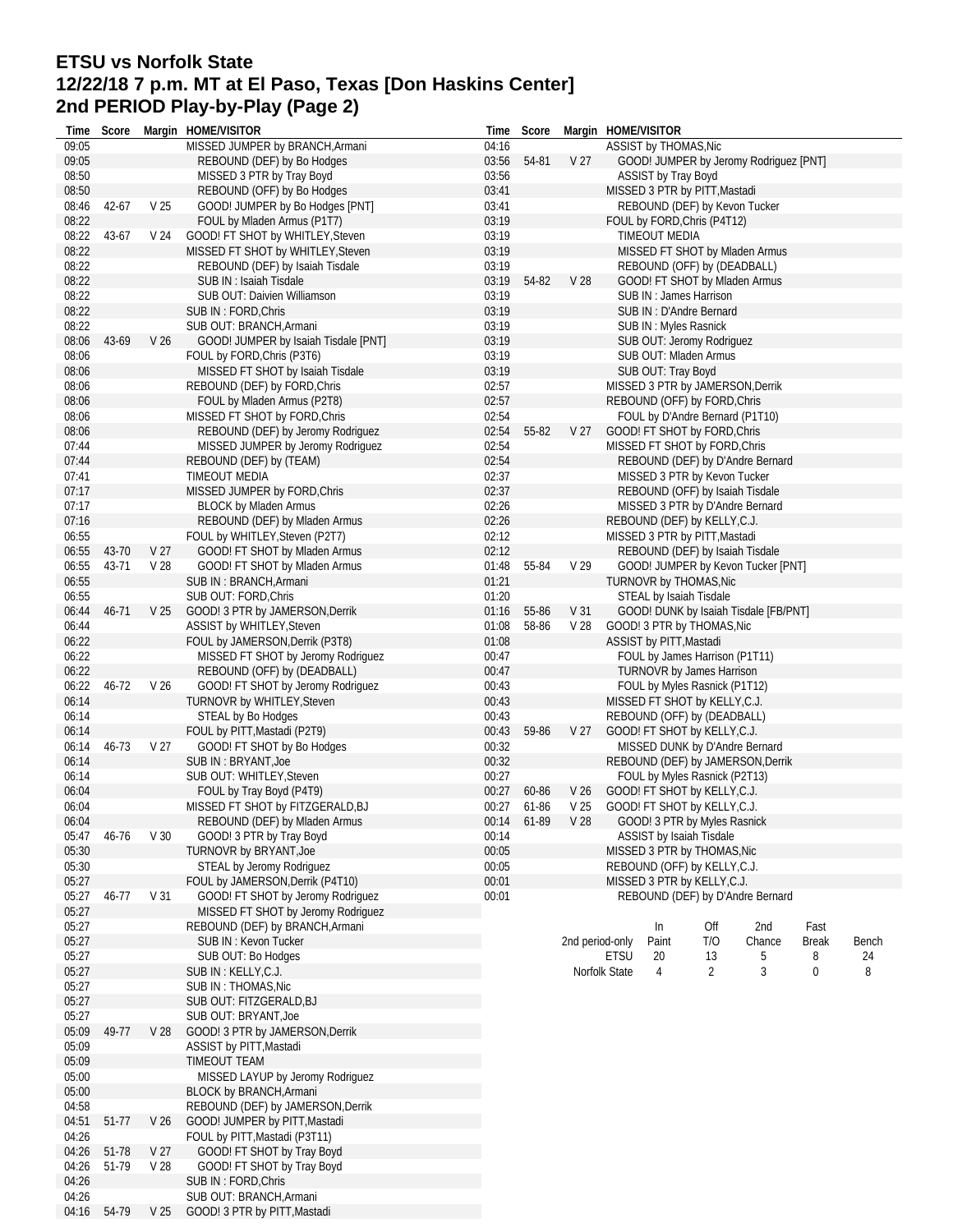# ETSU vs Norfolk State
# 12/22/18 7 p.m. MT at El Paso, Texas [Don Haskins Center]
# 2nd PERIOD Play-by-Play (Page 2)

| Time | Score | Margin | HOME/VISITOR |
|---|---|---|---|
| 09:05 | | | MISSED JUMPER by BRANCH,Armani |
| 09:05 | | | REBOUND (DEF) by Bo Hodges |
| 08:50 | | | MISSED 3 PTR by Tray Boyd |
| 08:50 | | | REBOUND (OFF) by Bo Hodges |
| 08:46 | 42-67 | V 25 | GOOD! JUMPER by Bo Hodges [PNT] |
| 08:22 | | | FOUL by Mladen Armus (P1T7) |
| 08:22 | 43-67 | V 24 | GOOD! FT SHOT by WHITLEY,Steven |
| 08:22 | | | MISSED FT SHOT by WHITLEY,Steven |
| 08:22 | | | REBOUND (DEF) by Isaiah Tisdale |
| 08:22 | | | SUB IN : Isaiah Tisdale |
| 08:22 | | | SUB OUT: Daivien Williamson |
| 08:22 | | | SUB IN : FORD,Chris |
| 08:22 | | | SUB OUT: BRANCH,Armani |
| 08:06 | 43-69 | V 26 | GOOD! JUMPER by Isaiah Tisdale [PNT] |
| 08:06 | | | FOUL by FORD,Chris (P3T6) |
| 08:06 | | | MISSED FT SHOT by Isaiah Tisdale |
| 08:06 | | | REBOUND (DEF) by FORD,Chris |
| 08:06 | | | FOUL by Mladen Armus (P2T8) |
| 08:06 | | | MISSED FT SHOT by FORD,Chris |
| 08:06 | | | REBOUND (DEF) by Jeromy Rodriguez |
| 07:44 | | | MISSED JUMPER by Jeromy Rodriguez |
| 07:44 | | | REBOUND (DEF) by (TEAM) |
| 07:41 | | | TIMEOUT MEDIA |
| 07:17 | | | MISSED JUMPER by FORD,Chris |
| 07:17 | | | BLOCK by Mladen Armus |
| 07:16 | | | REBOUND (DEF) by Mladen Armus |
| 06:55 | | | FOUL by WHITLEY,Steven (P2T7) |
| 06:55 | 43-70 | V 27 | GOOD! FT SHOT by Mladen Armus |
| 06:55 | 43-71 | V 28 | GOOD! FT SHOT by Mladen Armus |
| 06:55 | | | SUB IN : BRANCH,Armani |
| 06:55 | | | SUB OUT: FORD,Chris |
| 06:44 | 46-71 | V 25 | GOOD! 3 PTR by JAMERSON,Derrik |
| 06:44 | | | ASSIST by WHITLEY,Steven |
| 06:22 | | | FOUL by JAMERSON,Derrik (P3T8) |
| 06:22 | | | MISSED FT SHOT by Jeromy Rodriguez |
| 06:22 | | | REBOUND (OFF) by (DEADBALL) |
| 06:22 | 46-72 | V 26 | GOOD! FT SHOT by Jeromy Rodriguez |
| 06:14 | | | TURNOVR by WHITLEY,Steven |
| 06:14 | | | STEAL by Bo Hodges |
| 06:14 | | | FOUL by PITT,Mastadi (P2T9) |
| 06:14 | 46-73 | V 27 | GOOD! FT SHOT by Bo Hodges |
| 06:14 | | | SUB IN : BRYANT,Joe |
| 06:14 | | | SUB OUT: WHITLEY,Steven |
| 06:04 | | | FOUL by Tray Boyd (P4T9) |
| 06:04 | | | MISSED FT SHOT by FITZGERALD,BJ |
| 06:04 | | | REBOUND (DEF) by Mladen Armus |
| 05:47 | 46-76 | V 30 | GOOD! 3 PTR by Tray Boyd |
| 05:30 | | | TURNOVR by BRYANT,Joe |
| 05:30 | | | STEAL by Jeromy Rodriguez |
| 05:27 | | | FOUL by JAMERSON,Derrik (P4T10) |
| 05:27 | 46-77 | V 31 | GOOD! FT SHOT by Jeromy Rodriguez |
| 05:27 | | | MISSED FT SHOT by Jeromy Rodriguez |
| 05:27 | | | REBOUND (DEF) by BRANCH,Armani |
| 05:27 | | | SUB IN : Kevon Tucker |
| 05:27 | | | SUB OUT: Bo Hodges |
| 05:27 | | | SUB IN : KELLY,C.J. |
| 05:27 | | | SUB IN : THOMAS,Nic |
| 05:27 | | | SUB OUT: FITZGERALD,BJ |
| 05:27 | | | SUB OUT: BRYANT,Joe |
| 05:09 | 49-77 | V 28 | GOOD! 3 PTR by JAMERSON,Derrik |
| 05:09 | | | ASSIST by PITT,Mastadi |
| 05:09 | | | TIMEOUT TEAM |
| 05:00 | | | MISSED LAYUP by Jeromy Rodriguez |
| 05:00 | | | BLOCK by BRANCH,Armani |
| 04:58 | | | REBOUND (DEF) by JAMERSON,Derrik |
| 04:51 | 51-77 | V 26 | GOOD! JUMPER by PITT,Mastadi |
| 04:26 | | | FOUL by PITT,Mastadi (P3T11) |
| 04:26 | 51-78 | V 27 | GOOD! FT SHOT by Tray Boyd |
| 04:26 | 51-79 | V 28 | GOOD! FT SHOT by Tray Boyd |
| 04:26 | | | SUB IN : FORD,Chris |
| 04:26 | | | SUB OUT: BRANCH,Armani |
| 04:16 | 54-79 | V 25 | GOOD! 3 PTR by PITT,Mastadi |
| 04:16 | | | ASSIST by THOMAS,Nic |
| 03:56 | 54-81 | V 27 | GOOD! JUMPER by Jeromy Rodriguez [PNT] |
| 03:56 | | | ASSIST by Tray Boyd |
| 03:41 | | | MISSED 3 PTR by PITT,Mastadi |
| 03:41 | | | REBOUND (DEF) by Kevon Tucker |
| 03:19 | | | FOUL by FORD,Chris (P4T12) |
| 03:19 | | | TIMEOUT MEDIA |
| 03:19 | | | MISSED FT SHOT by Mladen Armus |
| 03:19 | | | REBOUND (OFF) by (DEADBALL) |
| 03:19 | 54-82 | V 28 | GOOD! FT SHOT by Mladen Armus |
| 03:19 | | | SUB IN : James Harrison |
| 03:19 | | | SUB IN : D'Andre Bernard |
| 03:19 | | | SUB IN : Myles Rasnick |
| 03:19 | | | SUB OUT: Jeromy Rodriguez |
| 03:19 | | | SUB OUT: Mladen Armus |
| 03:19 | | | SUB OUT: Tray Boyd |
| 02:57 | | | MISSED 3 PTR by JAMERSON,Derrik |
| 02:57 | | | REBOUND (OFF) by FORD,Chris |
| 02:54 | | | FOUL by D'Andre Bernard (P1T10) |
| 02:54 | 55-82 | V 27 | GOOD! FT SHOT by FORD,Chris |
| 02:54 | | | MISSED FT SHOT by FORD,Chris |
| 02:54 | | | REBOUND (DEF) by D'Andre Bernard |
| 02:37 | | | MISSED 3 PTR by Kevon Tucker |
| 02:37 | | | REBOUND (OFF) by Isaiah Tisdale |
| 02:26 | | | MISSED 3 PTR by D'Andre Bernard |
| 02:26 | | | REBOUND (DEF) by KELLY,C.J. |
| 02:12 | | | MISSED 3 PTR by PITT,Mastadi |
| 02:12 | | | REBOUND (DEF) by Isaiah Tisdale |
| 01:48 | 55-84 | V 29 | GOOD! JUMPER by Kevon Tucker [PNT] |
| 01:21 | | | TURNOVR by THOMAS,Nic |
| 01:20 | | | STEAL by Isaiah Tisdale |
| 01:16 | 55-86 | V 31 | GOOD! DUNK by Isaiah Tisdale [FB/PNT] |
| 01:08 | 58-86 | V 28 | GOOD! 3 PTR by THOMAS,Nic |
| 01:08 | | | ASSIST by PITT,Mastadi |
| 00:47 | | | FOUL by James Harrison (P1T11) |
| 00:47 | | | TURNOVR by James Harrison |
| 00:43 | | | FOUL by Myles Rasnick (P1T12) |
| 00:43 | | | MISSED FT SHOT by KELLY,C.J. |
| 00:43 | | | REBOUND (OFF) by (DEADBALL) |
| 00:43 | 59-86 | V 27 | GOOD! FT SHOT by KELLY,C.J. |
| 00:32 | | | MISSED DUNK by D'Andre Bernard |
| 00:32 | | | REBOUND (DEF) by JAMERSON,Derrik |
| 00:27 | | | FOUL by Myles Rasnick (P2T13) |
| 00:27 | 60-86 | V 26 | GOOD! FT SHOT by KELLY,C.J. |
| 00:27 | 61-86 | V 25 | GOOD! FT SHOT by KELLY,C.J. |
| 00:14 | 61-89 | V 28 | GOOD! 3 PTR by Myles Rasnick |
| 00:14 | | | ASSIST by Isaiah Tisdale |
| 00:05 | | | MISSED 3 PTR by THOMAS,Nic |
| 00:05 | | | REBOUND (OFF) by KELLY,C.J. |
| 00:01 | | | MISSED 3 PTR by KELLY,C.J. |
| 00:01 | | | REBOUND (DEF) by D'Andre Bernard |

| 2nd period-only | In Paint | Off T/O | 2nd Chance | Fast Break | Bench |
|---|---|---|---|---|---|
| ETSU | 20 | 13 | 5 | 8 | 24 |
| Norfolk State | 4 | 2 | 3 | 0 | 8 |